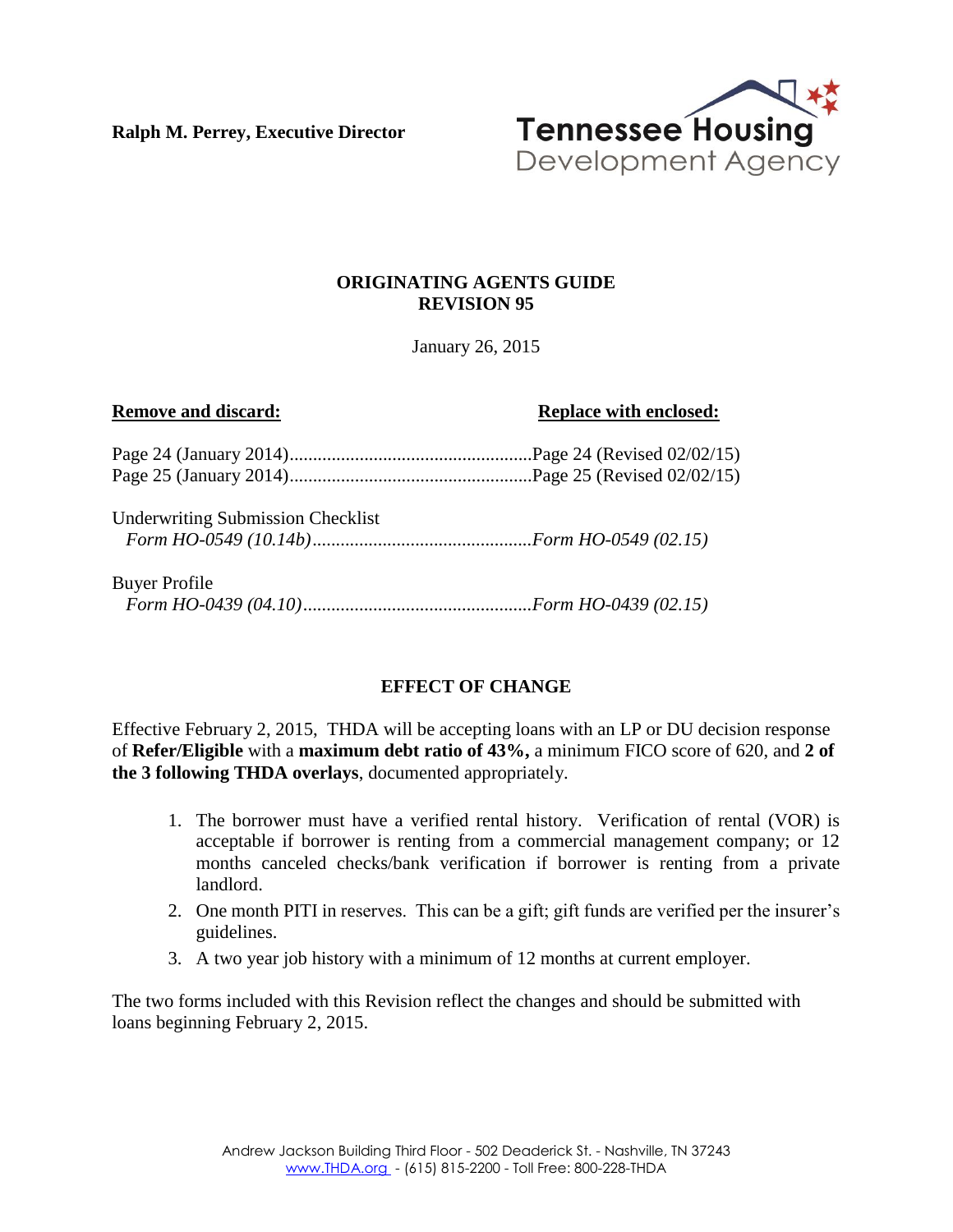**Ralph M. Perrey, Executive Director**

Tennessee Housing Development Agency

**ORIGINATING AGENTS GUIDE**
**REVISION 95**

January 26, 2015

| **Remove and discard:** | **Replace with enclosed:** |
| --- | --- |
| Page 24 (January 2014) | Page 24 (Revised 02/02/15) |
| Page 25 (January 2014) | Page 25 (Revised 02/02/15) |
| Underwriting Submission Checklist | |
| *Form HO-0549 (10.14b)* | *Form HO-0549 (02.15)* |
| Buyer Profile | |
| *Form HO-0439 (04.10)* | *Form HO-0439 (02.15)* |

**EFFECT OF CHANGE**

Effective February 2, 2015, THDA will be accepting loans with an LP or DU decision response of **Refer/Eligible** with a **maximum debt ratio of 43%,** a minimum FICO score of 620, and **2 of the 3 following THDA overlays**, documented appropriately.

1. The borrower must have a verified rental history. Verification of rental (VOR) is acceptable if borrower is renting from a commercial management company; or 12 months canceled checks/bank verification if borrower is renting from a private landlord.
2. One month PITI in reserves. This can be a gift; gift funds are verified per the insurer's guidelines.
3. A two year job history with a minimum of 12 months at current employer.

The two forms included with this Revision reflect the changes and should be submitted with loans beginning February 2, 2015.

Andrew Jackson Building Third Floor - 502 Deaderick St. - Nashville, TN 37243
www.THDA.org - (615) 815-2200 - Toll Free: 800-228-THDA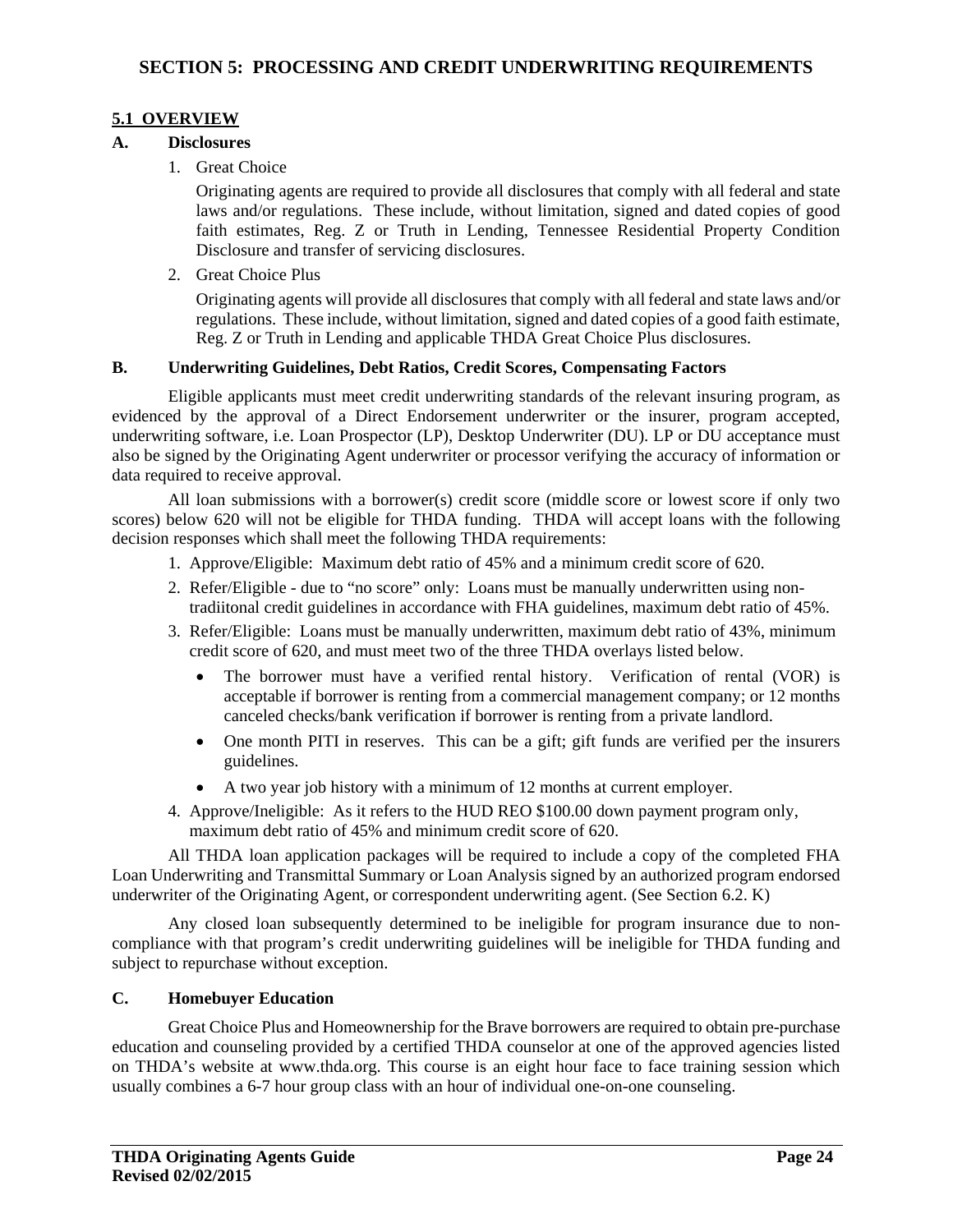# SECTION 5: PROCESSING AND CREDIT UNDERWRITING REQUIREMENTS

## 5.1 OVERVIEW

### A. Disclosures

1. Great Choice

   Originating agents are required to provide all disclosures that comply with all federal and state laws and/or regulations. These include, without limitation, signed and dated copies of good faith estimates, Reg. Z or Truth in Lending, Tennessee Residential Property Condition Disclosure and transfer of servicing disclosures.

2. Great Choice Plus

   Originating agents will provide all disclosures that comply with all federal and state laws and/or regulations. These include, without limitation, signed and dated copies of a good faith estimate, Reg. Z or Truth in Lending and applicable THDA Great Choice Plus disclosures.

### B. Underwriting Guidelines, Debt Ratios, Credit Scores, Compensating Factors

Eligible applicants must meet credit underwriting standards of the relevant insuring program, as evidenced by the approval of a Direct Endorsement underwriter or the insurer, program accepted, underwriting software, i.e. Loan Prospector (LP), Desktop Underwriter (DU). LP or DU acceptance must also be signed by the Originating Agent underwriter or processor verifying the accuracy of information or data required to receive approval.

All loan submissions with a borrower(s) credit score (middle score or lowest score if only two scores) below 620 will not be eligible for THDA funding. THDA will accept loans with the following decision responses which shall meet the following THDA requirements:

1. Approve/Eligible: Maximum debt ratio of 45% and a minimum credit score of 620.
2. Refer/Eligible - due to "no score" only: Loans must be manually underwritten using non-tradiitonal credit guidelines in accordance with FHA guidelines, maximum debt ratio of 45%.
3. Refer/Eligible: Loans must be manually underwritten, maximum debt ratio of 43%, minimum credit score of 620, and must meet two of the three THDA overlays listed below.
   - The borrower must have a verified rental history. Verification of rental (VOR) is acceptable if borrower is renting from a commercial management company; or 12 months canceled checks/bank verification if borrower is renting from a private landlord.
   - One month PITI in reserves. This can be a gift; gift funds are verified per the insurers guidelines.
   - A two year job history with a minimum of 12 months at current employer.
4. Approve/Ineligible: As it refers to the HUD REO $100.00 down payment program only, maximum debt ratio of 45% and minimum credit score of 620.

All THDA loan application packages will be required to include a copy of the completed FHA Loan Underwriting and Transmittal Summary or Loan Analysis signed by an authorized program endorsed underwriter of the Originating Agent, or correspondent underwriting agent. (See Section 6.2. K)

Any closed loan subsequently determined to be ineligible for program insurance due to non-compliance with that program's credit underwriting guidelines will be ineligible for THDA funding and subject to repurchase without exception.

### C. Homebuyer Education

Great Choice Plus and Homeownership for the Brave borrowers are required to obtain pre-purchase education and counseling provided by a certified THDA counselor at one of the approved agencies listed on THDA's website at www.thda.org. This course is an eight hour face to face training session which usually combines a 6-7 hour group class with an hour of individual one-on-one counseling.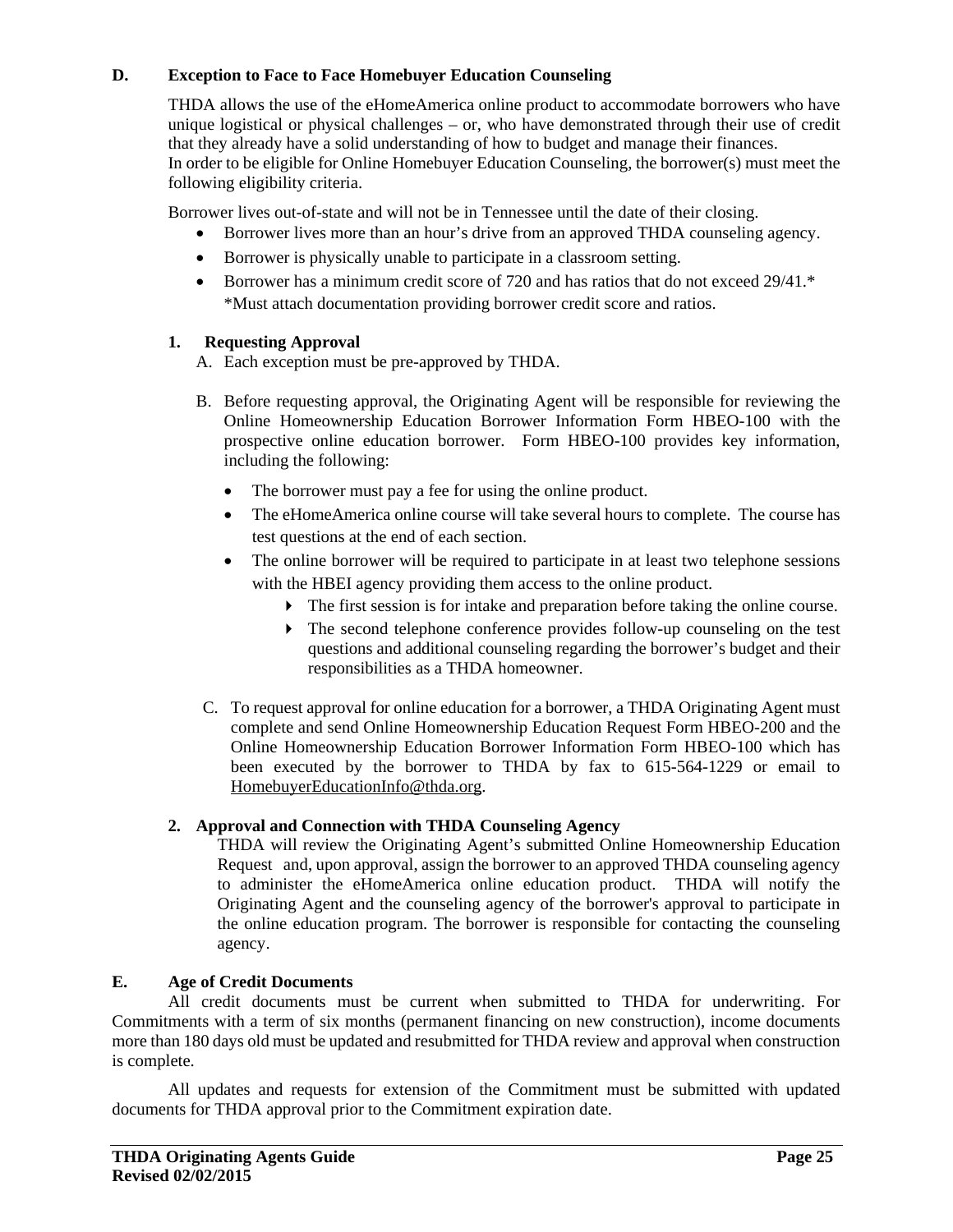## D. Exception to Face to Face Homebuyer Education Counseling

THDA allows the use of the eHomeAmerica online product to accommodate borrowers who have unique logistical or physical challenges – or, who have demonstrated through their use of credit that they already have a solid understanding of how to budget and manage their finances.
In order to be eligible for Online Homebuyer Education Counseling, the borrower(s) must meet the following eligibility criteria.

Borrower lives out-of-state and will not be in Tennessee until the date of their closing.

- Borrower lives more than an hour's drive from an approved THDA counseling agency.
- Borrower is physically unable to participate in a classroom setting.
- Borrower has a minimum credit score of 720 and has ratios that do not exceed 29/41.*
  *Must attach documentation providing borrower credit score and ratios.

### 1. Requesting Approval

A. Each exception must be pre-approved by THDA.

B. Before requesting approval, the Originating Agent will be responsible for reviewing the Online Homeownership Education Borrower Information Form HBEO-100 with the prospective online education borrower. Form HBEO-100 provides key information, including the following:

- The borrower must pay a fee for using the online product.
- The eHomeAmerica online course will take several hours to complete. The course has test questions at the end of each section.
- The online borrower will be required to participate in at least two telephone sessions with the HBEI agency providing them access to the online product.
  - The first session is for intake and preparation before taking the online course.
  - The second telephone conference provides follow-up counseling on the test questions and additional counseling regarding the borrower's budget and their responsibilities as a THDA homeowner.

C. To request approval for online education for a borrower, a THDA Originating Agent must complete and send Online Homeownership Education Request Form HBEO-200 and the Online Homeownership Education Borrower Information Form HBEO-100 which has been executed by the borrower to THDA by fax to 615-564-1229 or email to HomebuyerEducationInfo@thda.org.

### 2. Approval and Connection with THDA Counseling Agency

THDA will review the Originating Agent's submitted Online Homeownership Education Request and, upon approval, assign the borrower to an approved THDA counseling agency to administer the eHomeAmerica online education product. THDA will notify the Originating Agent and the counseling agency of the borrower's approval to participate in the online education program. The borrower is responsible for contacting the counseling agency.

## E. Age of Credit Documents

All credit documents must be current when submitted to THDA for underwriting. For Commitments with a term of six months (permanent financing on new construction), income documents more than 180 days old must be updated and resubmitted for THDA review and approval when construction is complete.

All updates and requests for extension of the Commitment must be submitted with updated documents for THDA approval prior to the Commitment expiration date.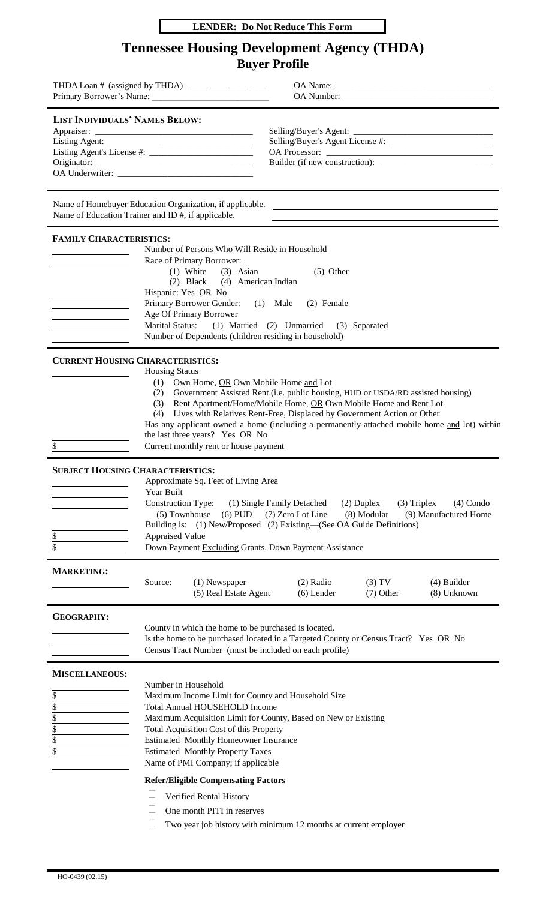**LENDER: Do Not Reduce This Form**

# Tennessee Housing Development Agency (THDA)

## Buyer Profile

THDA Loan # (assigned by THDA) ____ ____ ____ ____

Primary Borrower's Name: ____________________

OA Name: ____________________

OA Number: ____________________

---

**LIST INDIVIDUALS' NAMES BELOW:**

Appraiser: ____________________

Listing Agent: ____________________

Listing Agent's License #: ____________________

Originator: ____________________

OA Underwriter: ____________________

Selling/Buyer's Agent: ____________________

Selling/Buyer's Agent License #: ____________________

OA Processor: ____________________

Builder (if new construction): ____________________

---

Name of Homebuyer Education Organization, if applicable. ____________________

Name of Education Trainer and ID #, if applicable. ____________________

---

**FAMILY CHARACTERISTICS:**

____________ Number of Persons Who Will Reside in Household

____________ Race of Primary Borrower:
(1) White (3) Asian (5) Other
(2) Black (4) American Indian

____________ Hispanic: Yes OR No

____________ Primary Borrower Gender: (1) Male (2) Female

____________ Age Of Primary Borrower

____________ Marital Status: (1) Married (2) Unmarried (3) Separated

____________ Number of Dependents (children residing in household)

---

**CURRENT HOUSING CHARACTERISTICS:**

____________ Housing Status

(1) Own Home, OR Own Mobile Home and Lot
(2) Government Assisted Rent (i.e. public housing, HUD or USDA/RD assisted housing)
(3) Rent Apartment/Home/Mobile Home, OR Own Mobile Home and Rent Lot
(4) Lives with Relatives Rent-Free, Displaced by Government Action or Other

Has any applicant owned a home (including a permanently-attached mobile home and lot) within the last three years? Yes OR No

$ ____________ Current monthly rent or house payment

---

**SUBJECT HOUSING CHARACTERISTICS:**

____________ Approximate Sq. Feet of Living Area

____________ Year Built

____________ Construction Type: (1) Single Family Detached (2) Duplex (3) Triplex (4) Condo (5) Townhouse (6) PUD (7) Zero Lot Line (8) Modular (9) Manufactured Home

____________ Building is: (1) New/Proposed (2) Existing—(See OA Guide Definitions)

$ ____________ Appraised Value

$ ____________ Down Payment Excluding Grants, Down Payment Assistance

---

**MARKETING:**

____________ Source: (1) Newspaper (2) Radio (3) TV (4) Builder (5) Real Estate Agent (6) Lender (7) Other (8) Unknown

---

**GEOGRAPHY:**

____________ County in which the home to be purchased is located.

____________ Is the home to be purchased located in a Targeted County or Census Tract? Yes OR No

____________ Census Tract Number (must be included on each profile)

---

**MISCELLANEOUS:**

____________ Number in Household

$ ____________ Maximum Income Limit for County and Household Size

$ ____________ Total Annual HOUSEHOLD Income

$ ____________ Maximum Acquisition Limit for County, Based on New or Existing

$ ____________ Total Acquisition Cost of this Property

$ ____________ Estimated Monthly Homeowner Insurance

$ ____________ Estimated Monthly Property Taxes

____________ Name of PMI Company; if applicable

**Refer/Eligible Compensating Factors**

- ☐ Verified Rental History
- ☐ One month PITI in reserves
- ☐ Two year job history with minimum 12 months at current employer

HO-0439 (02.15)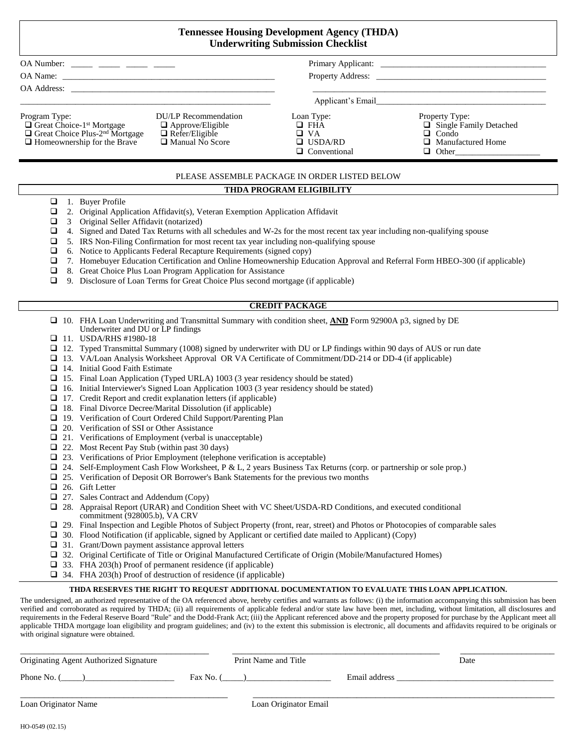# Tennessee Housing Development Agency (THDA)
## Underwriting Submission Checklist

OA Number: _____ _____ _____ _____

OA Name: ___________________________________________________

OA Address: _________________________________________________

_____________________________________________________________

Primary Applicant: ______________________________________

Property Address: _______________________________________

_____________________________________________________________

Applicant's Email_______________________________________

| Program Type: | DU/LP Recommendation | Loan Type: | Property Type: |
|---|---|---|---|
| ❑ Great Choice-1st Mortgage | ❑ Approve/Eligible | ❑ FHA | ❑ Single Family Detached |
| ❑ Great Choice Plus-2nd Mortgage | ❑ Refer/Eligible | ❑ VA | ❑ Condo |
| ❑ Homeownership for the Brave | ❑ Manual No Score | ❑ USDA/RD | ❑ Manufactured Home |
| | | ❑ Conventional | ❑ Other____________________ |

PLEASE ASSEMBLE PACKAGE IN ORDER LISTED BELOW

### THDA PROGRAM ELIGIBILITY

- ❑ 1. Buyer Profile
- ❑ 2. Original Application Affidavit(s), Veteran Exemption Application Affidavit
- ❑ 3 Original Seller Affidavit (notarized)
- ❑ 4. Signed and Dated Tax Returns with all schedules and W-2s for the most recent tax year including non-qualifying spouse
- ❑ 5. IRS Non-Filing Confirmation for most recent tax year including non-qualifying spouse
- ❑ 6. Notice to Applicants Federal Recapture Requirements (signed copy)
- ❑ 7. Homebuyer Education Certification and Online Homeownership Education Approval and Referral Form HBEO-300 (if applicable)
- ❑ 8. Great Choice Plus Loan Program Application for Assistance
- ❑ 9. Disclosure of Loan Terms for Great Choice Plus second mortgage (if applicable)

### CREDIT PACKAGE

- ❑ 10. FHA Loan Underwriting and Transmittal Summary with condition sheet, **AND** Form 92900A p3, signed by DE Underwriter and DU or LP findings
- ❑ 11. USDA/RHS #1980-18
- ❑ 12. Typed Transmittal Summary (1008) signed by underwriter with DU or LP findings within 90 days of AUS or run date
- ❑ 13. VA/Loan Analysis Worksheet Approval OR VA Certificate of Commitment/DD-214 or DD-4 (if applicable)
- ❑ 14. Initial Good Faith Estimate
- ❑ 15. Final Loan Application (Typed URLA) 1003 (3 year residency should be stated)
- ❑ 16. Initial Interviewer's Signed Loan Application 1003 (3 year residency should be stated)
- ❑ 17. Credit Report and credit explanation letters (if applicable)
- ❑ 18. Final Divorce Decree/Marital Dissolution (if applicable)
- ❑ 19. Verification of Court Ordered Child Support/Parenting Plan
- ❑ 20. Verification of SSI or Other Assistance
- ❑ 21. Verifications of Employment (verbal is unacceptable)
- ❑ 22. Most Recent Pay Stub (within past 30 days)
- ❑ 23. Verifications of Prior Employment (telephone verification is acceptable)
- ❑ 24. Self-Employment Cash Flow Worksheet, P & L, 2 years Business Tax Returns (corp. or partnership or sole prop.)
- ❑ 25. Verification of Deposit OR Borrower's Bank Statements for the previous two months
- ❑ 26. Gift Letter
- ❑ 27. Sales Contract and Addendum (Copy)
- ❑ 28. Appraisal Report (URAR) and Condition Sheet with VC Sheet/USDA-RD Conditions, and executed conditional commitment (928005.b), VA CRV
- ❑ 29. Final Inspection and Legible Photos of Subject Property (front, rear, street) and Photos or Photocopies of comparable sales
- ❑ 30. Flood Notification (if applicable, signed by Applicant or certified date mailed to Applicant) (Copy)
- ❑ 31. Grant/Down payment assistance approval letters
- ❑ 32. Original Certificate of Title or Original Manufactured Certificate of Origin (Mobile/Manufactured Homes)
- ❑ 33. FHA 203(h) Proof of permanent residence (if applicable)
- ❑ 34. FHA 203(h) Proof of destruction of residence (if applicable)

**THDA RESERVES THE RIGHT TO REQUEST ADDITIONAL DOCUMENTATION TO EVALUATE THIS LOAN APPLICATION.**

The undersigned, an authorized representative of the OA referenced above, hereby certifies and warrants as follows: (i) the information accompanying this submission has been verified and corroborated as required by THDA; (ii) all requirements of applicable federal and/or state law have been met, including, without limitation, all disclosures and requirements in the Federal Reserve Board "Rule" and the Dodd-Frank Act; (iii) the Applicant referenced above and the property proposed for purchase by the Applicant meet all applicable THDA mortgage loan eligibility and program guidelines; and (iv) to the extent this submission is electronic, all documents and affidavits required to be originals or with original signature were obtained.

_____________________________________________ _________________________________________________ ______________________

Originating Agent Authorized Signature          Print Name and Title          Date

Phone No. (_____)_____________________   Fax No. (_____)____________________   Email address ____________________________________

__________________________________________________ ________________________________________________________________

Loan Originator Name          Loan Originator Email

HO-0549 (02.15)